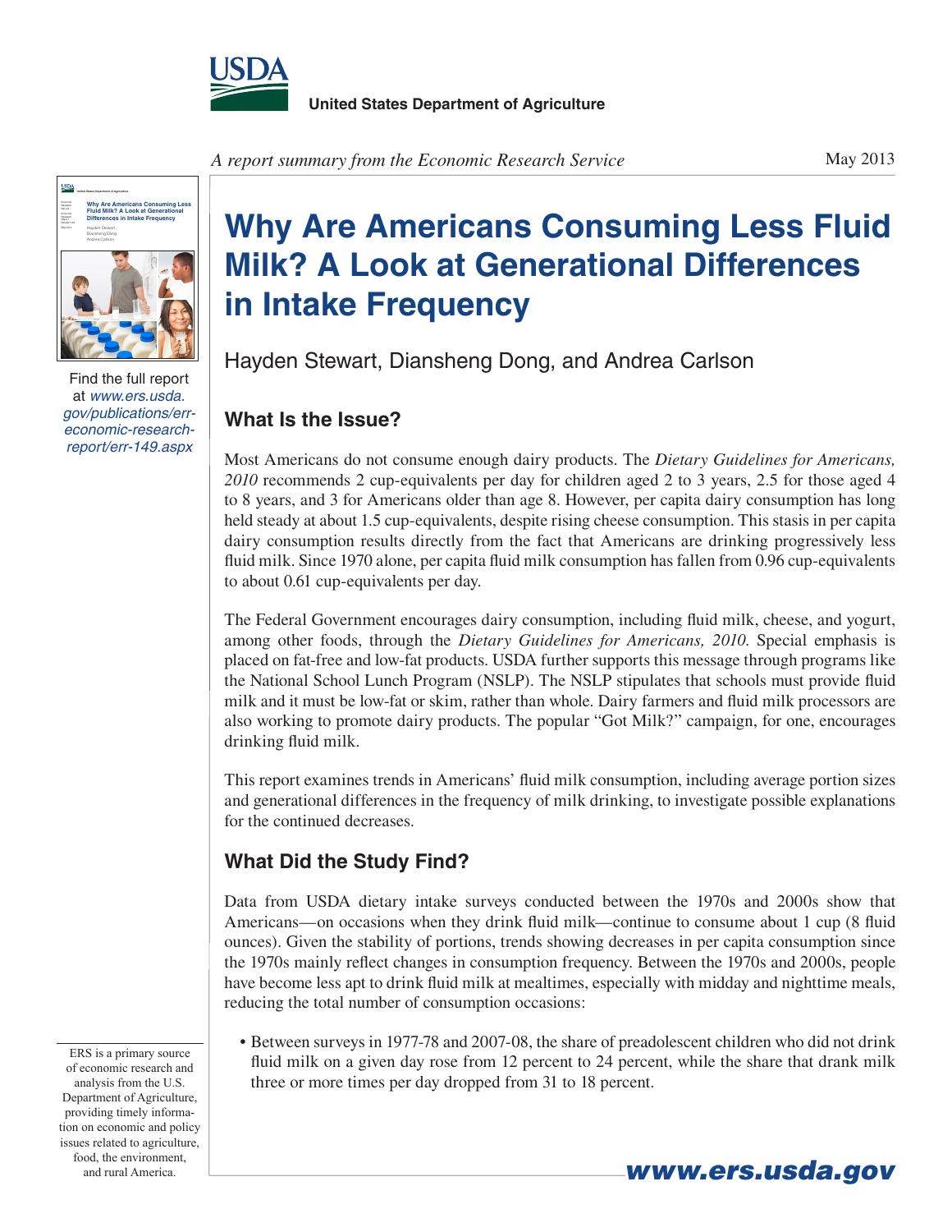United States Department of Agriculture

*A report summary from the Economic Research Service*

May 2013

# Why Are Americans Consuming Less Fluid Milk? A Look at Generational Differences in Intake Frequency

Hayden Stewart, Diansheng Dong, and Andrea Carlson

Find the full report at *www.ers.usda.gov/publications/err-economic-research-report/err-149.aspx*

## What Is the Issue?

Most Americans do not consume enough dairy products. The *Dietary Guidelines for Americans, 2010* recommends 2 cup-equivalents per day for children aged 2 to 3 years, 2.5 for those aged 4 to 8 years, and 3 for Americans older than age 8. However, per capita dairy consumption has long held steady at about 1.5 cup-equivalents, despite rising cheese consumption. This stasis in per capita dairy consumption results directly from the fact that Americans are drinking progressively less fluid milk. Since 1970 alone, per capita fluid milk consumption has fallen from 0.96 cup-equivalents to about 0.61 cup-equivalents per day.

The Federal Government encourages dairy consumption, including fluid milk, cheese, and yogurt, among other foods, through the *Dietary Guidelines for Americans, 2010.* Special emphasis is placed on fat-free and low-fat products. USDA further supports this message through programs like the National School Lunch Program (NSLP). The NSLP stipulates that schools must provide fluid milk and it must be low-fat or skim, rather than whole. Dairy farmers and fluid milk processors are also working to promote dairy products. The popular "Got Milk?" campaign, for one, encourages drinking fluid milk.

This report examines trends in Americans' fluid milk consumption, including average portion sizes and generational differences in the frequency of milk drinking, to investigate possible explanations for the continued decreases.

## What Did the Study Find?

Data from USDA dietary intake surveys conducted between the 1970s and 2000s show that Americans—on occasions when they drink fluid milk—continue to consume about 1 cup (8 fluid ounces). Given the stability of portions, trends showing decreases in per capita consumption since the 1970s mainly reflect changes in consumption frequency. Between the 1970s and 2000s, people have become less apt to drink fluid milk at mealtimes, especially with midday and nighttime meals, reducing the total number of consumption occasions:

- Between surveys in 1977-78 and 2007-08, the share of preadolescent children who did not drink fluid milk on a given day rose from 12 percent to 24 percent, while the share that drank milk three or more times per day dropped from 31 to 18 percent.

ERS is a primary source of economic research and analysis from the U.S. Department of Agriculture, providing timely information on economic and policy issues related to agriculture, food, the environment, and rural America.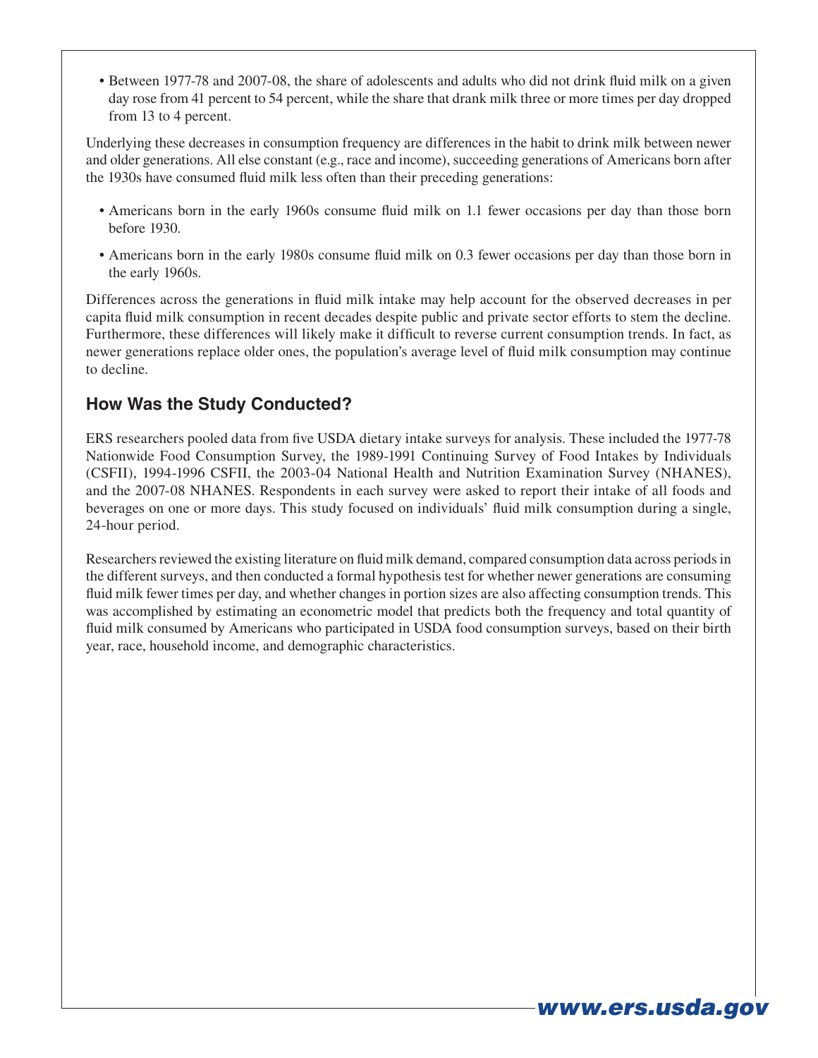- Between 1977-78 and 2007-08, the share of adolescents and adults who did not drink fluid milk on a given day rose from 41 percent to 54 percent, while the share that drank milk three or more times per day dropped from 13 to 4 percent.

Underlying these decreases in consumption frequency are differences in the habit to drink milk between newer and older generations. All else constant (e.g., race and income), succeeding generations of Americans born after the 1930s have consumed fluid milk less often than their preceding generations:

- Americans born in the early 1960s consume fluid milk on 1.1 fewer occasions per day than those born before 1930.
- Americans born in the early 1980s consume fluid milk on 0.3 fewer occasions per day than those born in the early 1960s.

Differences across the generations in fluid milk intake may help account for the observed decreases in per capita fluid milk consumption in recent decades despite public and private sector efforts to stem the decline. Furthermore, these differences will likely make it difficult to reverse current consumption trends. In fact, as newer generations replace older ones, the population's average level of fluid milk consumption may continue to decline.

## How Was the Study Conducted?

ERS researchers pooled data from five USDA dietary intake surveys for analysis. These included the 1977-78 Nationwide Food Consumption Survey, the 1989-1991 Continuing Survey of Food Intakes by Individuals (CSFII), 1994-1996 CSFII, the 2003-04 National Health and Nutrition Examination Survey (NHANES), and the 2007-08 NHANES. Respondents in each survey were asked to report their intake of all foods and beverages on one or more days. This study focused on individuals' fluid milk consumption during a single, 24-hour period.

Researchers reviewed the existing literature on fluid milk demand, compared consumption data across periods in the different surveys, and then conducted a formal hypothesis test for whether newer generations are consuming fluid milk fewer times per day, and whether changes in portion sizes are also affecting consumption trends. This was accomplished by estimating an econometric model that predicts both the frequency and total quantity of fluid milk consumed by Americans who participated in USDA food consumption surveys, based on their birth year, race, household income, and demographic characteristics.